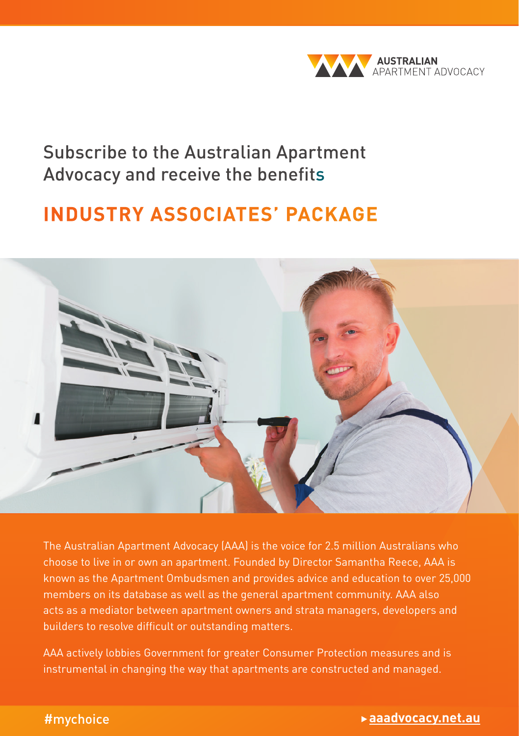AUSTRALIAN APARTMENT ADVOCACY

# Subscribe to the Australian Apartment Advocacy and receive the benefits

## INDUSTRY ASSOCIATES' PACKAGE

The Australian Apartment Advocacy (AAA) is the voice for 2.5 million Australians who choose to live in or own an apartment. Founded by Director Samantha Reece, AAA is known as the Apartment Ombudsmen and provides advice and education to over 25,000 members on its database as well as the general apartment community. AAA also acts as a mediator between apartment owners and strata managers, developers and builders to resolve difficult or outstanding matters.

AAA actively lobbies Government for greater Consumer Protection measures and is instrumental in changing the way that apartments are constructed and managed.

#mychoice

▸ **aaadvocacy.net.au**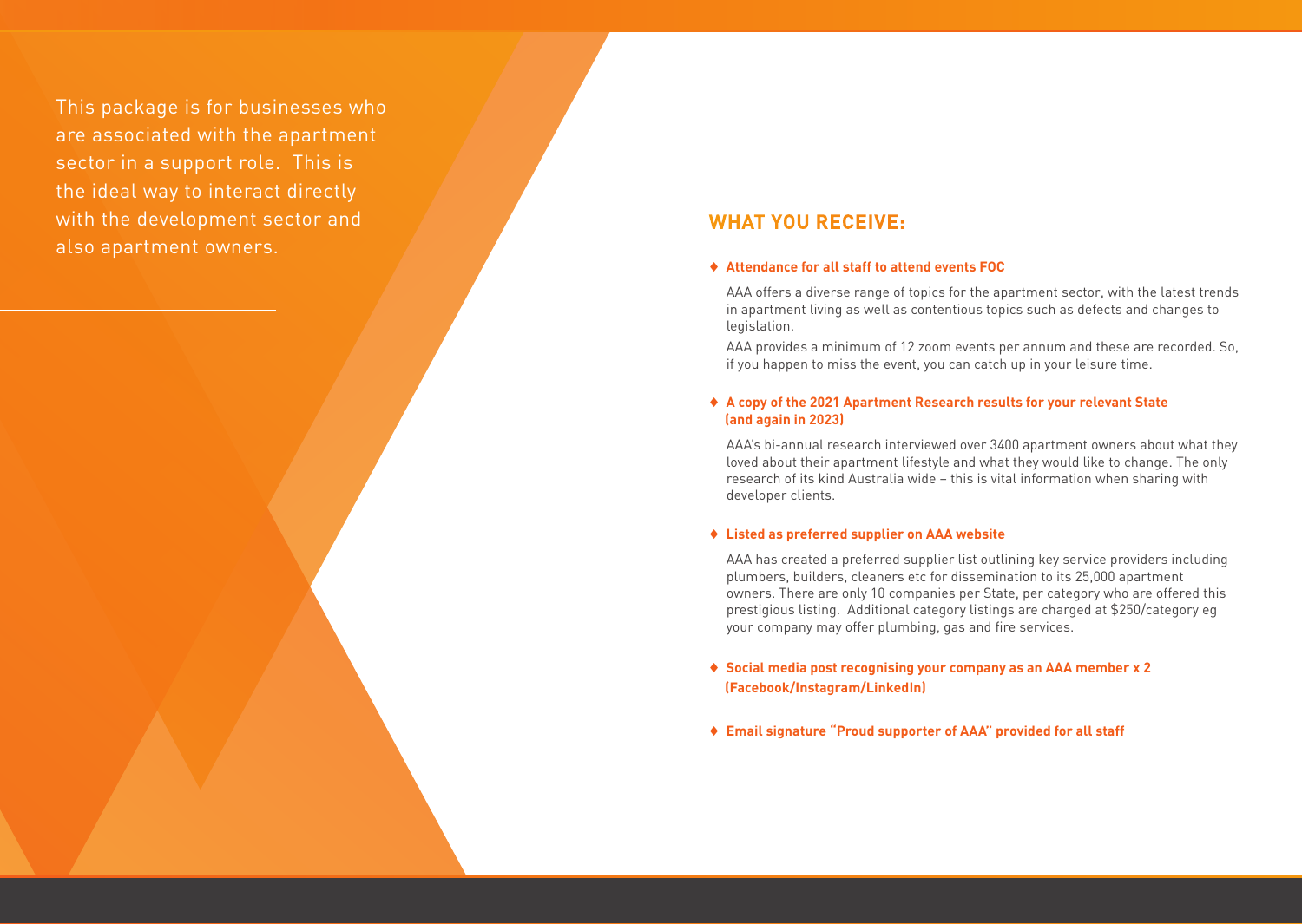This package is for businesses who are associated with the apartment sector in a support role. This is the ideal way to interact directly with the development sector and also apartment owners.

## WHAT YOU RECEIVE:

- **Attendance for all staff to attend events FOC**

  AAA offers a diverse range of topics for the apartment sector, with the latest trends in apartment living as well as contentious topics such as defects and changes to legislation.

  AAA provides a minimum of 12 zoom events per annum and these are recorded. So, if you happen to miss the event, you can catch up in your leisure time.

- **A copy of the 2021 Apartment Research results for your relevant State (and again in 2023)**

  AAA's bi-annual research interviewed over 3400 apartment owners about what they loved about their apartment lifestyle and what they would like to change. The only research of its kind Australia wide – this is vital information when sharing with developer clients.

- **Listed as preferred supplier on AAA website**

  AAA has created a preferred supplier list outlining key service providers including plumbers, builders, cleaners etc for dissemination to its 25,000 apartment owners. There are only 10 companies per State, per category who are offered this prestigious listing. Additional category listings are charged at $250/category eg your company may offer plumbing, gas and fire services.

- **Social media post recognising your company as an AAA member x 2 (Facebook/Instagram/LinkedIn)**

- **Email signature "Proud supporter of AAA" provided for all staff**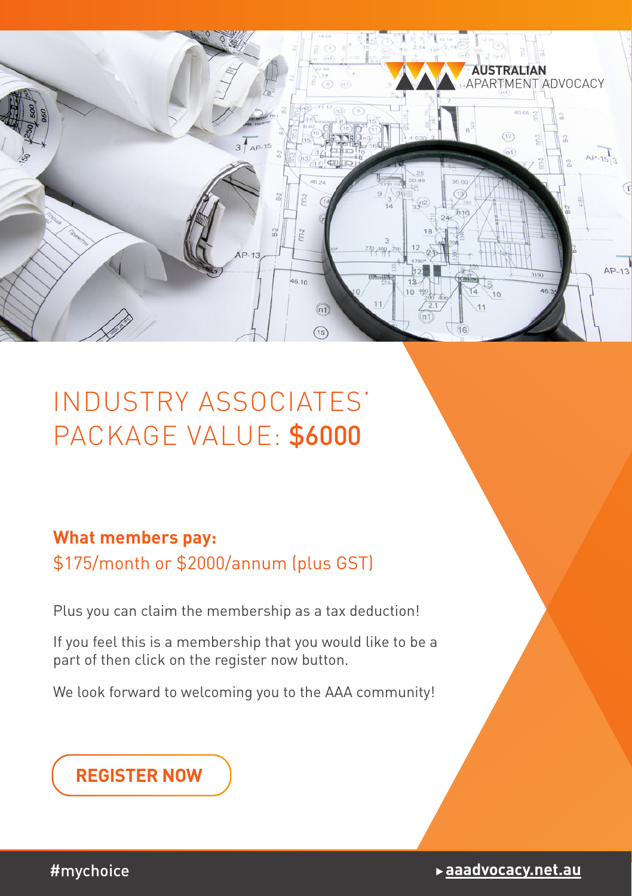AUSTRALIAN APARTMENT ADVOCACY

# INDUSTRY ASSOCIATES' PACKAGE VALUE: **$6000**

**What members pay:**
$175/month or $2000/annum (plus GST)

Plus you can claim the membership as a tax deduction!

If you feel this is a membership that you would like to be a part of then click on the register now button.

We look forward to welcoming you to the AAA community!

**REGISTER NOW**

#mychoice

▸ aaadvocacy.net.au